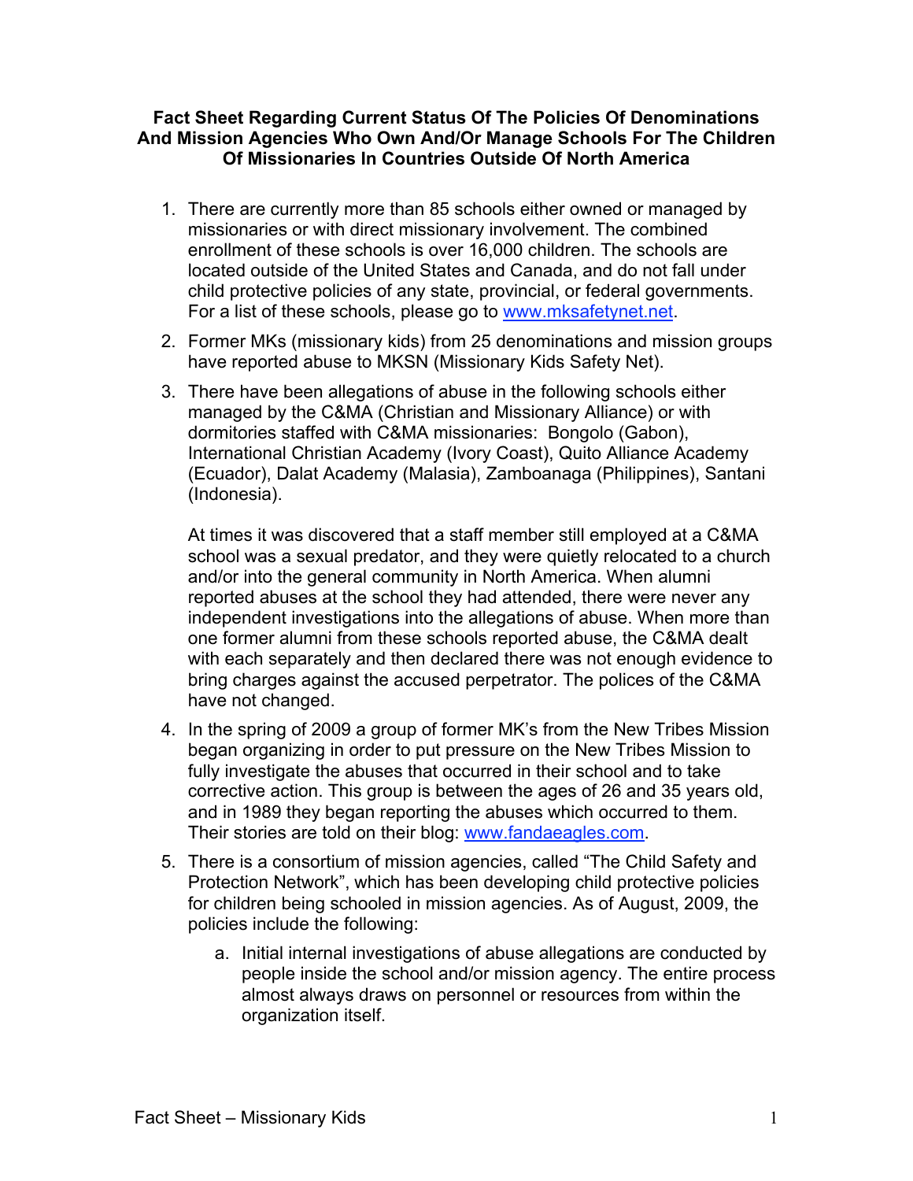**Fact Sheet Regarding Current Status Of The Policies Of Denominations And Mission Agencies Who Own And/Or Manage Schools For The Children Of Missionaries In Countries Outside Of North America**

1. There are currently more than 85 schools either owned or managed by missionaries or with direct missionary involvement. The combined enrollment of these schools is over 16,000 children. The schools are located outside of the United States and Canada, and do not fall under child protective policies of any state, provincial, or federal governments. For a list of these schools, please go to www.mksafetynet.net.

2. Former MKs (missionary kids) from 25 denominations and mission groups have reported abuse to MKSN (Missionary Kids Safety Net).

3. There have been allegations of abuse in the following schools either managed by the C&MA (Christian and Missionary Alliance) or with dormitories staffed with C&MA missionaries: Bongolo (Gabon), International Christian Academy (Ivory Coast), Quito Alliance Academy (Ecuador), Dalat Academy (Malasia), Zamboanaga (Philippines), Santani (Indonesia).

   At times it was discovered that a staff member still employed at a C&MA school was a sexual predator, and they were quietly relocated to a church and/or into the general community in North America. When alumni reported abuses at the school they had attended, there were never any independent investigations into the allegations of abuse. When more than one former alumni from these schools reported abuse, the C&MA dealt with each separately and then declared there was not enough evidence to bring charges against the accused perpetrator. The polices of the C&MA have not changed.

4. In the spring of 2009 a group of former MK's from the New Tribes Mission began organizing in order to put pressure on the New Tribes Mission to fully investigate the abuses that occurred in their school and to take corrective action. This group is between the ages of 26 and 35 years old, and in 1989 they began reporting the abuses which occurred to them. Their stories are told on their blog: www.fandaeagles.com.

5. There is a consortium of mission agencies, called "The Child Safety and Protection Network", which has been developing child protective policies for children being schooled in mission agencies. As of August, 2009, the policies include the following:

   a. Initial internal investigations of abuse allegations are conducted by people inside the school and/or mission agency. The entire process almost always draws on personnel or resources from within the organization itself.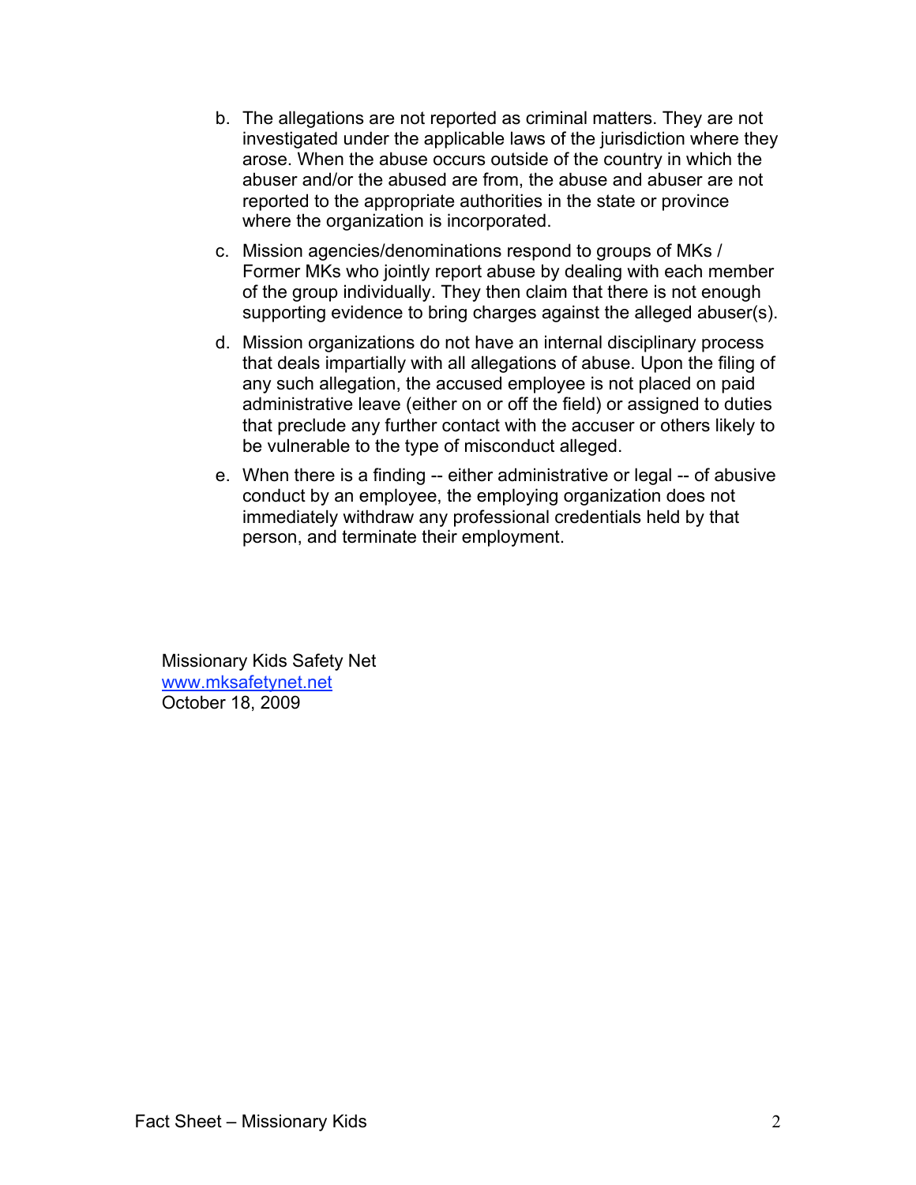b. The allegations are not reported as criminal matters. They are not investigated under the applicable laws of the jurisdiction where they arose. When the abuse occurs outside of the country in which the abuser and/or the abused are from, the abuse and abuser are not reported to the appropriate authorities in the state or province where the organization is incorporated.

c. Mission agencies/denominations respond to groups of MKs / Former MKs who jointly report abuse by dealing with each member of the group individually. They then claim that there is not enough supporting evidence to bring charges against the alleged abuser(s).

d. Mission organizations do not have an internal disciplinary process that deals impartially with all allegations of abuse. Upon the filing of any such allegation, the accused employee is not placed on paid administrative leave (either on or off the field) or assigned to duties that preclude any further contact with the accuser or others likely to be vulnerable to the type of misconduct alleged.

e. When there is a finding -- either administrative or legal -- of abusive conduct by an employee, the employing organization does not immediately withdraw any professional credentials held by that person, and terminate their employment.

Missionary Kids Safety Net
www.mksafetynet.net
October 18, 2009